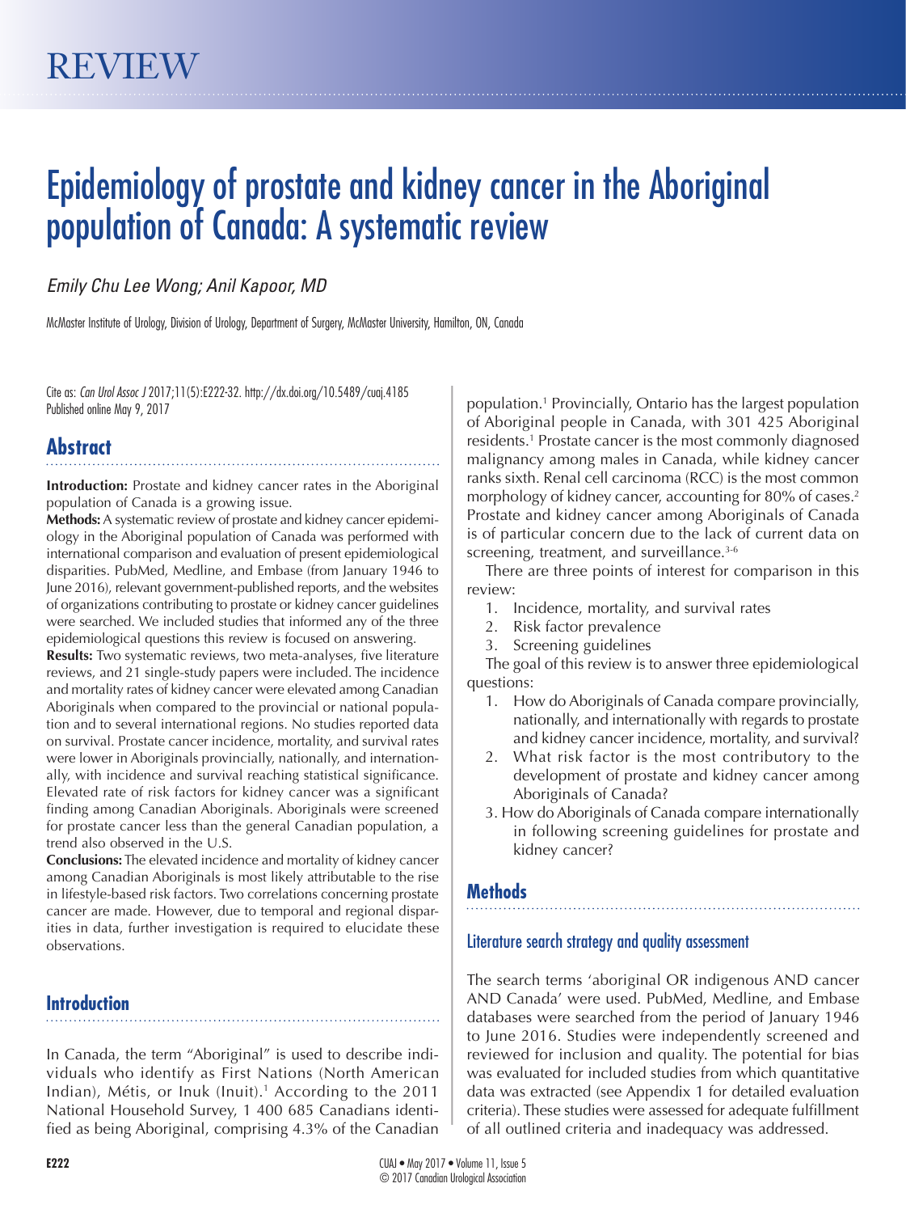REVIEW

# Epidemiology of prostate and kidney cancer in the Aboriginal population of Canada: A systematic review

*Emily Chu Lee Wong; Anil Kapoor, MD*

McMaster Institute of Urology, Division of Urology, Department of Surgery, McMaster University, Hamilton, ON, Canada

Cite as: *Can Urol Assoc J* 2017;11(5):E222-32. http://dx.doi.org/10.5489/cuaj.4185
Published online May 9, 2017

## Abstract

**Introduction:** Prostate and kidney cancer rates in the Aboriginal population of Canada is a growing issue.

**Methods:** A systematic review of prostate and kidney cancer epidemiology in the Aboriginal population of Canada was performed with international comparison and evaluation of present epidemiological disparities. PubMed, Medline, and Embase (from January 1946 to June 2016), relevant government-published reports, and the websites of organizations contributing to prostate or kidney cancer guidelines were searched. We included studies that informed any of the three epidemiological questions this review is focused on answering.

**Results:** Two systematic reviews, two meta-analyses, five literature reviews, and 21 single-study papers were included. The incidence and mortality rates of kidney cancer were elevated among Canadian Aboriginals when compared to the provincial or national population and to several international regions. No studies reported data on survival. Prostate cancer incidence, mortality, and survival rates were lower in Aboriginals provincially, nationally, and internationally, with incidence and survival reaching statistical significance. Elevated rate of risk factors for kidney cancer was a significant finding among Canadian Aboriginals. Aboriginals were screened for prostate cancer less than the general Canadian population, a trend also observed in the U.S.

**Conclusions:** The elevated incidence and mortality of kidney cancer among Canadian Aboriginals is most likely attributable to the rise in lifestyle-based risk factors. Two correlations concerning prostate cancer are made. However, due to temporal and regional disparities in data, further investigation is required to elucidate these observations.

## Introduction

In Canada, the term "Aboriginal" is used to describe individuals who identify as First Nations (North American Indian), Métis, or Inuk (Inuit).[1] According to the 2011 National Household Survey, 1 400 685 Canadians identified as being Aboriginal, comprising 4.3% of the Canadian population.[1] Provincially, Ontario has the largest population of Aboriginal people in Canada, with 301 425 Aboriginal residents.[1] Prostate cancer is the most commonly diagnosed malignancy among males in Canada, while kidney cancer ranks sixth. Renal cell carcinoma (RCC) is the most common morphology of kidney cancer, accounting for 80% of cases.[2] Prostate and kidney cancer among Aboriginals of Canada is of particular concern due to the lack of current data on screening, treatment, and surveillance.[3-6]

There are three points of interest for comparison in this review:

1. Incidence, mortality, and survival rates
2. Risk factor prevalence
3. Screening guidelines

The goal of this review is to answer three epidemiological questions:

1. How do Aboriginals of Canada compare provincially, nationally, and internationally with regards to prostate and kidney cancer incidence, mortality, and survival?
2. What risk factor is the most contributory to the development of prostate and kidney cancer among Aboriginals of Canada?
3. How do Aboriginals of Canada compare internationally in following screening guidelines for prostate and kidney cancer?

## Methods

### Literature search strategy and quality assessment

The search terms 'aboriginal OR indigenous AND cancer AND Canada' were used. PubMed, Medline, and Embase databases were searched from the period of January 1946 to June 2016. Studies were independently screened and reviewed for inclusion and quality. The potential for bias was evaluated for included studies from which quantitative data was extracted (see Appendix 1 for detailed evaluation criteria). These studies were assessed for adequate fulfillment of all outlined criteria and inadequacy was addressed.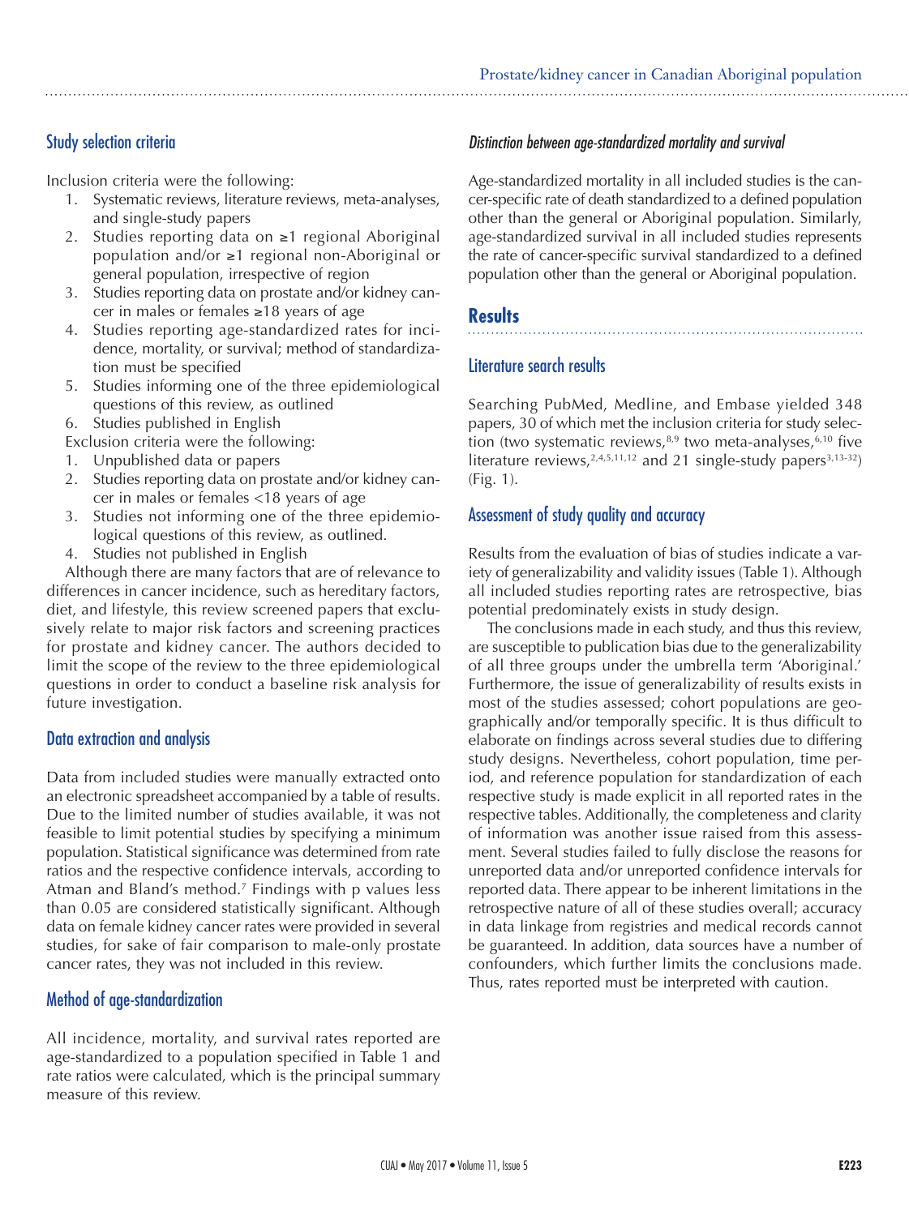## Study selection criteria

Inclusion criteria were the following:

1. Systematic reviews, literature reviews, meta-analyses, and single-study papers
2. Studies reporting data on ≥1 regional Aboriginal population and/or ≥1 regional non-Aboriginal or general population, irrespective of region
3. Studies reporting data on prostate and/or kidney cancer in males or females ≥18 years of age
4. Studies reporting age-standardized rates for incidence, mortality, or survival; method of standardization must be specified
5. Studies informing one of the three epidemiological questions of this review, as outlined
6. Studies published in English

Exclusion criteria were the following:

1. Unpublished data or papers
2. Studies reporting data on prostate and/or kidney cancer in males or females <18 years of age
3. Studies not informing one of the three epidemiological questions of this review, as outlined.
4. Studies not published in English

Although there are many factors that are of relevance to differences in cancer incidence, such as hereditary factors, diet, and lifestyle, this review screened papers that exclusively relate to major risk factors and screening practices for prostate and kidney cancer. The authors decided to limit the scope of the review to the three epidemiological questions in order to conduct a baseline risk analysis for future investigation.

## Data extraction and analysis

Data from included studies were manually extracted onto an electronic spreadsheet accompanied by a table of results. Due to the limited number of studies available, it was not feasible to limit potential studies by specifying a minimum population. Statistical significance was determined from rate ratios and the respective confidence intervals, according to Atman and Bland's method.[7] Findings with p values less than 0.05 are considered statistically significant. Although data on female kidney cancer rates were provided in several studies, for sake of fair comparison to male-only prostate cancer rates, they was not included in this review.

## Method of age-standardization

All incidence, mortality, and survival rates reported are age-standardized to a population specified in Table 1 and rate ratios were calculated, which is the principal summary measure of this review.

### *Distinction between age-standardized mortality and survival*

Age-standardized mortality in all included studies is the cancer-specific rate of death standardized to a defined population other than the general or Aboriginal population. Similarly, age-standardized survival in all included studies represents the rate of cancer-specific survival standardized to a defined population other than the general or Aboriginal population.

# Results

## Literature search results

Searching PubMed, Medline, and Embase yielded 348 papers, 30 of which met the inclusion criteria for study selection (two systematic reviews,[8,9] two meta-analyses,[6,10] five literature reviews,[2,4,5,11,12] and 21 single-study papers[3,13-32]) (Fig. 1).

## Assessment of study quality and accuracy

Results from the evaluation of bias of studies indicate a variety of generalizability and validity issues (Table 1). Although all included studies reporting rates are retrospective, bias potential predominately exists in study design.

The conclusions made in each study, and thus this review, are susceptible to publication bias due to the generalizability of all three groups under the umbrella term 'Aboriginal.' Furthermore, the issue of generalizability of results exists in most of the studies assessed; cohort populations are geographically and/or temporally specific. It is thus difficult to elaborate on findings across several studies due to differing study designs. Nevertheless, cohort population, time period, and reference population for standardization of each respective study is made explicit in all reported rates in the respective tables. Additionally, the completeness and clarity of information was another issue raised from this assessment. Several studies failed to fully disclose the reasons for unreported data and/or unreported confidence intervals for reported data. There appear to be inherent limitations in the retrospective nature of all of these studies overall; accuracy in data linkage from registries and medical records cannot be guaranteed. In addition, data sources have a number of confounders, which further limits the conclusions made. Thus, rates reported must be interpreted with caution.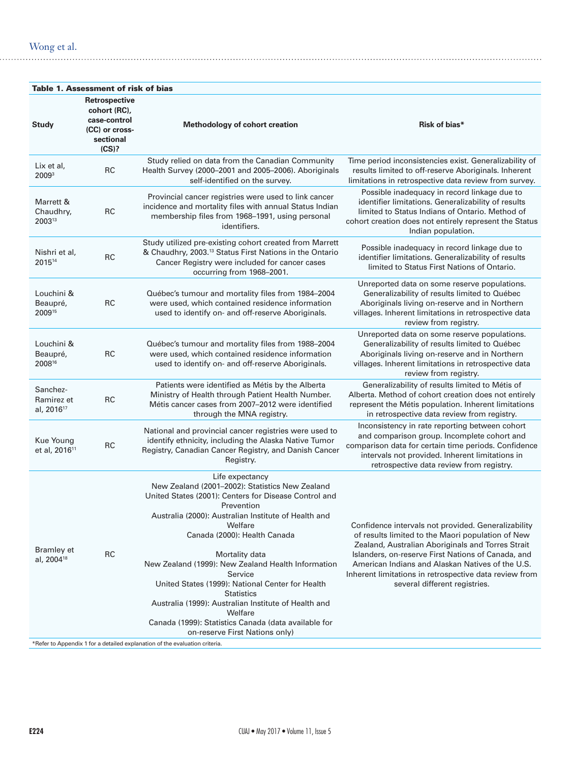**Table 1. Assessment of risk of bias**

| Study | Retrospective cohort (RC), case-control (CC) or cross-sectional (CS)? | Methodology of cohort creation | Risk of bias* |
|---|---|---|---|
| Lix et al, 2009[3] | RC | Study relied on data from the Canadian Community Health Survey (2000–2001 and 2005–2006). Aboriginals self-identified on the survey. | Time period inconsistencies exist. Generalizability of results limited to off-reserve Aboriginals. Inherent limitations in retrospective data review from survey. |
| Marrett & Chaudhry, 2003[13] | RC | Provincial cancer registries were used to link cancer incidence and mortality files with annual Status Indian membership files from 1968–1991, using personal identifiers. | Possible inadequacy in record linkage due to identifier limitations. Generalizability of results limited to Status Indians of Ontario. Method of cohort creation does not entirely represent the Status Indian population. |
| Nishri et al, 2015[14] | RC | Study utilized pre-existing cohort created from Marrett & Chaudhry, 2003.[13] Status First Nations in the Ontario Cancer Registry were included for cancer cases occurring from 1968–2001. | Possible inadequacy in record linkage due to identifier limitations. Generalizability of results limited to Status First Nations of Ontario. |
| Louchini & Beaupré, 2009[15] | RC | Québec's tumour and mortality files from 1984–2004 were used, which contained residence information used to identify on- and off-reserve Aboriginals. | Unreported data on some reserve populations. Generalizability of results limited to Québec Aboriginals living on-reserve and in Northern villages. Inherent limitations in retrospective data review from registry. |
| Louchini & Beaupré, 2008[16] | RC | Québec's tumour and mortality files from 1988–2004 were used, which contained residence information used to identify on- and off-reserve Aboriginals. | Unreported data on some reserve populations. Generalizability of results limited to Québec Aboriginals living on-reserve and in Northern villages. Inherent limitations in retrospective data review from registry. |
| Sanchez-Ramirez et al, 2016[17] | RC | Patients were identified as Métis by the Alberta Ministry of Health through Patient Health Number. Métis cancer cases from 2007–2012 were identified through the MNA registry. | Generalizability of results limited to Métis of Alberta. Method of cohort creation does not entirely represent the Métis population. Inherent limitations in retrospective data review from registry. |
| Kue Young et al, 2016[11] | RC | National and provincial cancer registries were used to identify ethnicity, including the Alaska Native Tumor Registry, Canadian Cancer Registry, and Danish Cancer Registry. | Inconsistency in rate reporting between cohort and comparison group. Incomplete cohort and comparison data for certain time periods. Confidence intervals not provided. Inherent limitations in retrospective data review from registry. |
| Bramley et al, 2004[18] | RC | Life expectancy<br>New Zealand (2001–2002): Statistics New Zealand<br>United States (2001): Centers for Disease Control and Prevention<br>Australia (2000): Australian Institute of Health and Welfare<br>Canada (2000): Health Canada<br><br>Mortality data<br>New Zealand (1999): New Zealand Health Information Service<br>United States (1999): National Center for Health Statistics<br>Australia (1999): Australian Institute of Health and Welfare<br>Canada (1999): Statistics Canada (data available for on-reserve First Nations only) | Confidence intervals not provided. Generalizability of results limited to the Maori population of New Zealand, Australian Aboriginals and Torres Strait Islanders, on-reserve First Nations of Canada, and American Indians and Alaskan Natives of the U.S. Inherent limitations in retrospective data review from several different registries. |

*Refer to Appendix 1 for a detailed explanation of the evaluation criteria.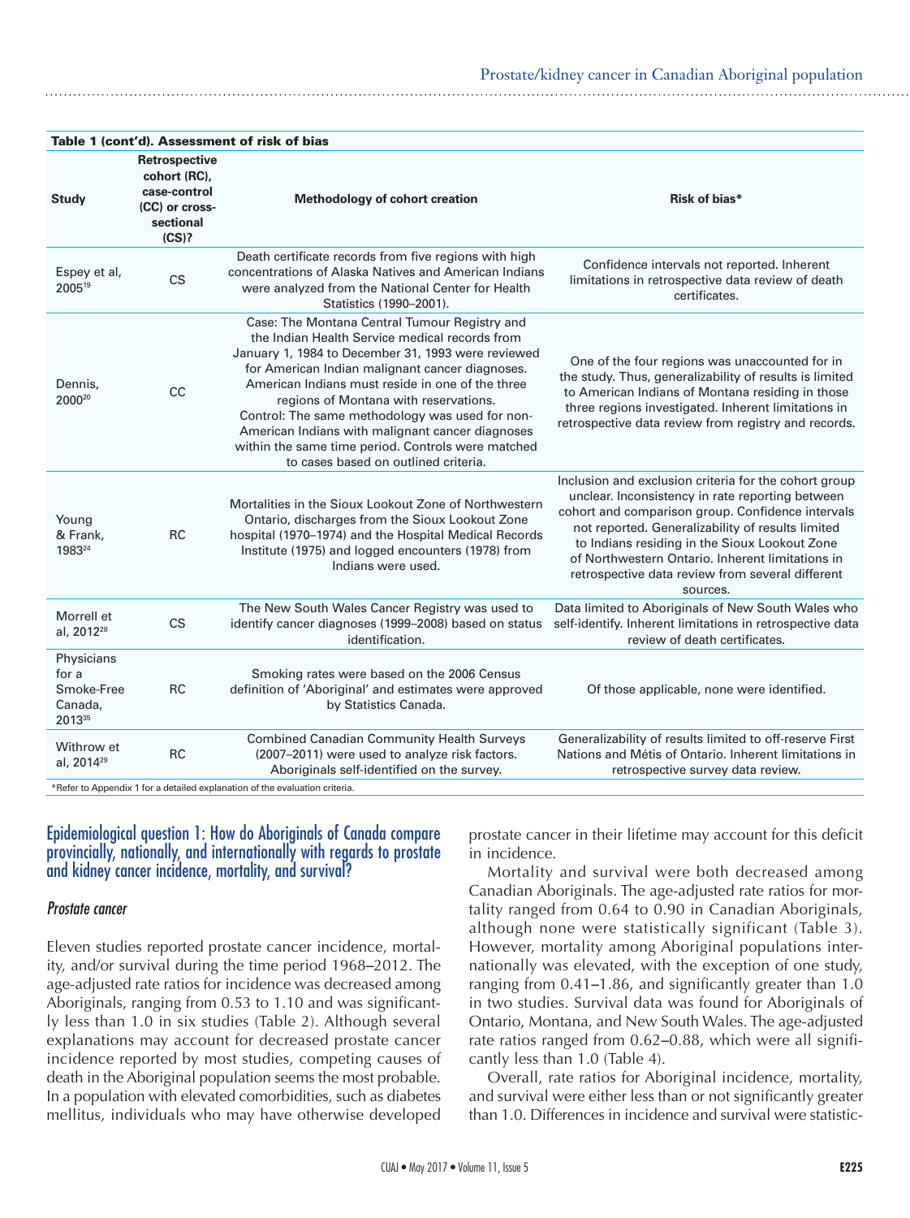**Table 1 (cont'd). Assessment of risk of bias**

| Study | Retrospective cohort (RC), case-control (CC) or cross-sectional (CS)? | Methodology of cohort creation | Risk of bias* |
|---|---|---|---|
| Espey et al, 2005[19] | CS | Death certificate records from five regions with high concentrations of Alaska Natives and American Indians were analyzed from the National Center for Health Statistics (1990–2001). | Confidence intervals not reported. Inherent limitations in retrospective data review of death certificates. |
| Dennis, 2000[20] | CC | Case: The Montana Central Tumour Registry and the Indian Health Service medical records from January 1, 1984 to December 31, 1993 were reviewed for American Indian malignant cancer diagnoses. American Indians must reside in one of the three regions of Montana with reservations. Control: The same methodology was used for non-American Indians with malignant cancer diagnoses within the same time period. Controls were matched to cases based on outlined criteria. | One of the four regions was unaccounted for in the study. Thus, generalizability of results is limited to American Indians of Montana residing in those three regions investigated. Inherent limitations in retrospective data review from registry and records. |
| Young & Frank, 1983[24] | RC | Mortalities in the Sioux Lookout Zone of Northwestern Ontario, discharges from the Sioux Lookout Zone hospital (1970–1974) and the Hospital Medical Records Institute (1975) and logged encounters (1978) from Indians were used. | Inclusion and exclusion criteria for the cohort group unclear. Inconsistency in rate reporting between cohort and comparison group. Confidence intervals not reported. Generalizability of results limited to Indians residing in the Sioux Lookout Zone of Northwestern Ontario. Inherent limitations in retrospective data review from several different sources. |
| Morrell et al, 2012[28] | CS | The New South Wales Cancer Registry was used to identify cancer diagnoses (1999–2008) based on status identification. | Data limited to Aboriginals of New South Wales who self-identify. Inherent limitations in retrospective data review of death certificates. |
| Physicians for a Smoke-Free Canada, 2013[35] | RC | Smoking rates were based on the 2006 Census definition of 'Aboriginal' and estimates were approved by Statistics Canada. | Of those applicable, none were identified. |
| Withrow et al, 2014[29] | RC | Combined Canadian Community Health Surveys (2007–2011) were used to analyze risk factors. Aboriginals self-identified on the survey. | Generalizability of results limited to off-reserve First Nations and Métis of Ontario. Inherent limitations in retrospective survey data review. |

*Refer to Appendix 1 for a detailed explanation of the evaluation criteria.

## Epidemiological question 1: How do Aboriginals of Canada compare provincially, nationally, and internationally with regards to prostate and kidney cancer incidence, mortality, and survival?

### *Prostate cancer*

Eleven studies reported prostate cancer incidence, mortality, and/or survival during the time period 1968–2012. The age-adjusted rate ratios for incidence was decreased among Aboriginals, ranging from 0.53 to 1.10 and was significantly less than 1.0 in six studies (Table 2). Although several explanations may account for decreased prostate cancer incidence reported by most studies, competing causes of death in the Aboriginal population seems the most probable. In a population with elevated comorbidities, such as diabetes mellitus, individuals who may have otherwise developed prostate cancer in their lifetime may account for this deficit in incidence.

Mortality and survival were both decreased among Canadian Aboriginals. The age-adjusted rate ratios for mortality ranged from 0.64 to 0.90 in Canadian Aboriginals, although none were statistically significant (Table 3). However, mortality among Aboriginal populations internationally was elevated, with the exception of one study, ranging from 0.41–1.86, and significantly greater than 1.0 in two studies. Survival data was found for Aboriginals of Ontario, Montana, and New South Wales. The age-adjusted rate ratios ranged from 0.62–0.88, which were all significantly less than 1.0 (Table 4).

Overall, rate ratios for Aboriginal incidence, mortality, and survival were either less than or not significantly greater than 1.0. Differences in incidence and survival were statistic-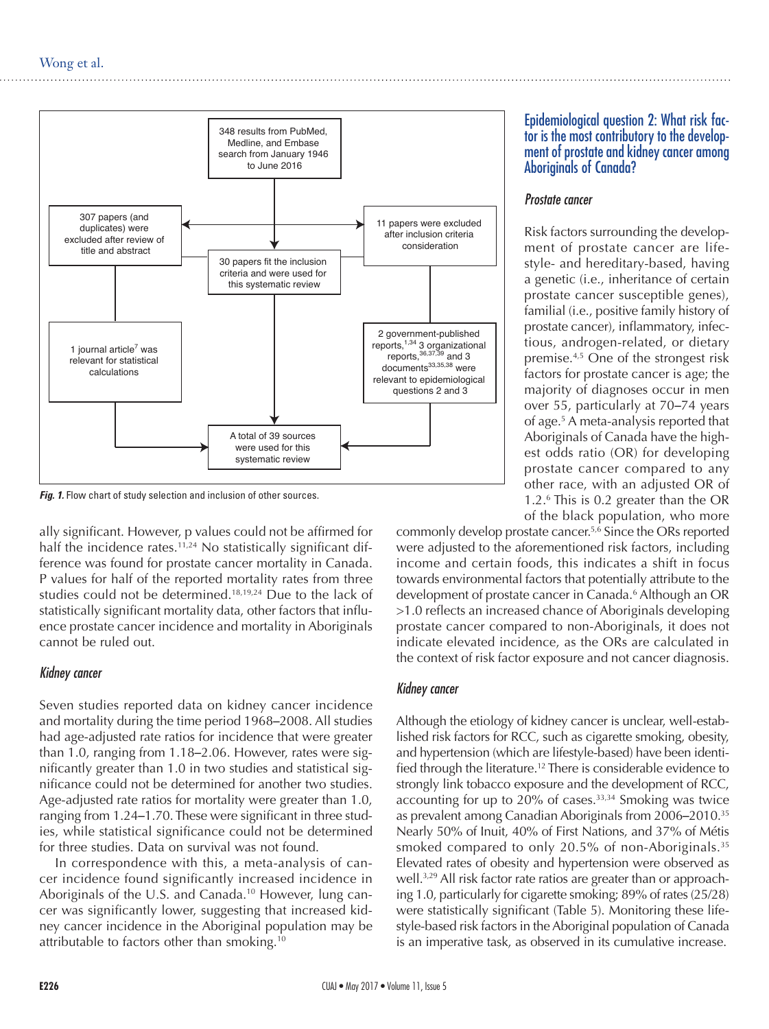348 results from PubMed, Medline, and Embase search from January 1946 to June 2016

307 papers (and duplicates) were excluded after review of title and abstract

11 papers were excluded after inclusion criteria consideration

30 papers fit the inclusion criteria and were used for this systematic review

1 journal article[7] was relevant for statistical calculations

2 government-published reports,[1,34] 3 organizational reports,[36,37,39] and 3 documents[33,35,38] were relevant to epidemiological questions 2 and 3

A total of 39 sources were used for this systematic review

***Fig. 1.*** Flow chart of study selection and inclusion of other sources.

ally significant. However, p values could not be affirmed for half the incidence rates.[11,24] No statistically significant difference was found for prostate cancer mortality in Canada. P values for half of the reported mortality rates from three studies could not be determined.[18,19,24] Due to the lack of statistically significant mortality data, other factors that influence prostate cancer incidence and mortality in Aboriginals cannot be ruled out.

### *Kidney cancer*

Seven studies reported data on kidney cancer incidence and mortality during the time period 1968–2008. All studies had age-adjusted rate ratios for incidence that were greater than 1.0, ranging from 1.18–2.06. However, rates were significantly greater than 1.0 in two studies and statistical significance could not be determined for another two studies. Age-adjusted rate ratios for mortality were greater than 1.0, ranging from 1.24–1.70. These were significant in three studies, while statistical significance could not be determined for three studies. Data on survival was not found.

In correspondence with this, a meta-analysis of cancer incidence found significantly increased incidence in Aboriginals of the U.S. and Canada.[10] However, lung cancer was significantly lower, suggesting that increased kidney cancer incidence in the Aboriginal population may be attributable to factors other than smoking.[10]

## Epidemiological question 2: What risk factor is the most contributory to the development of prostate and kidney cancer among Aboriginals of Canada?

### *Prostate cancer*

Risk factors surrounding the development of prostate cancer are lifestyle- and hereditary-based, having a genetic (i.e., inheritance of certain prostate cancer susceptible genes), familial (i.e., positive family history of prostate cancer), inflammatory, infectious, androgen-related, or dietary premise.[4,5] One of the strongest risk factors for prostate cancer is age; the majority of diagnoses occur in men over 55, particularly at 70–74 years of age.[5] A meta-analysis reported that Aboriginals of Canada have the highest odds ratio (OR) for developing prostate cancer compared to any other race, with an adjusted OR of 1.2.[6] This is 0.2 greater than the OR of the black population, who more commonly develop prostate cancer.[5,6] Since the ORs reported were adjusted to the aforementioned risk factors, including income and certain foods, this indicates a shift in focus towards environmental factors that potentially attribute to the development of prostate cancer in Canada.[6] Although an OR >1.0 reflects an increased chance of Aboriginals developing prostate cancer compared to non-Aboriginals, it does not indicate elevated incidence, as the ORs are calculated in the context of risk factor exposure and not cancer diagnosis.

### *Kidney cancer*

Although the etiology of kidney cancer is unclear, well-established risk factors for RCC, such as cigarette smoking, obesity, and hypertension (which are lifestyle-based) have been identified through the literature.[12] There is considerable evidence to strongly link tobacco exposure and the development of RCC, accounting for up to 20% of cases.[33,34] Smoking was twice as prevalent among Canadian Aboriginals from 2006–2010.[35] Nearly 50% of Inuit, 40% of First Nations, and 37% of Métis smoked compared to only 20.5% of non-Aboriginals.[35] Elevated rates of obesity and hypertension were observed as well.[3,29] All risk factor rate ratios are greater than or approaching 1.0, particularly for cigarette smoking; 89% of rates (25/28) were statistically significant (Table 5). Monitoring these lifestyle-based risk factors in the Aboriginal population of Canada is an imperative task, as observed in its cumulative increase.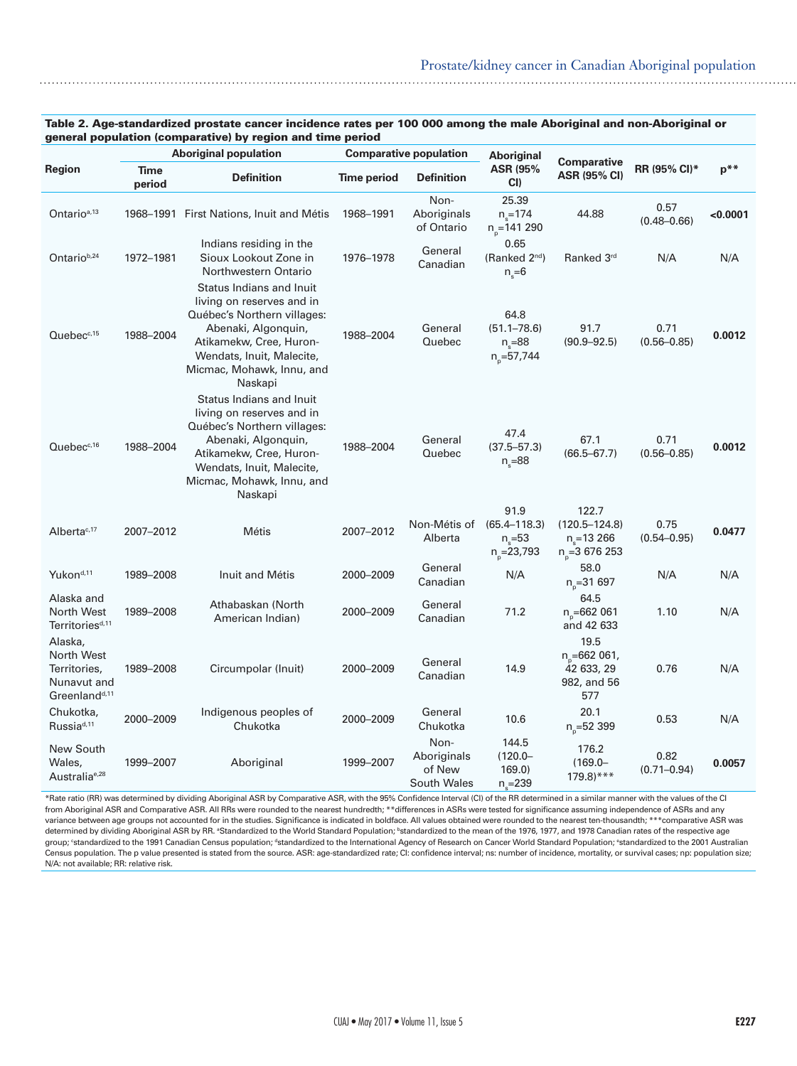**Table 2. Age-standardized prostate cancer incidence rates per 100 000 among the male Aboriginal and non-Aboriginal or general population (comparative) by region and time period**

| Region | Aboriginal population | | Comparative population | | Aboriginal ASR (95% CI) | Comparative ASR (95% CI) | RR (95% CI)* | p** |
|---|---|---|---|---|---|---|---|---|
| | Time period | Definition | Time period | Definition | | | | |
| Ontario[a,13] | 1968–1991 | First Nations, Inuit and Métis | 1968–1991 | Non-Aboriginals of Ontario | 25.39 $n_s$=174 $n_p$=141 290 | 44.88 | 0.57 (0.48–0.66) | **<0.0001** |
| Ontario[b,24] | 1972–1981 | Indians residing in the Sioux Lookout Zone in Northwestern Ontario | 1976–1978 | General Canadian | 0.65 (Ranked 2nd) $n_s$=6 | Ranked 3rd | N/A | N/A |
| Quebec[c,15] | 1988–2004 | Status Indians and Inuit living on reserves and in Québec's Northern villages: Abenaki, Algonquin, Atikamekw, Cree, Huron-Wendats, Inuit, Malecite, Micmac, Mohawk, Innu, and Naskapi | 1988–2004 | General Quebec | 64.8 (51.1–78.6) $n_s$=88 $n_p$=57,744 | 91.7 (90.9–92.5) | 0.71 (0.56–0.85) | **0.0012** |
| Quebec[c,16] | 1988–2004 | Status Indians and Inuit living on reserves and in Québec's Northern villages: Abenaki, Algonquin, Atikamekw, Cree, Huron-Wendats, Inuit, Malecite, Micmac, Mohawk, Innu, and Naskapi | 1988–2004 | General Quebec | 47.4 (37.5–57.3) $n_s$=88 | 67.1 (66.5–67.7) | 0.71 (0.56–0.85) | **0.0012** |
| Alberta[c,17] | 2007–2012 | Métis | 2007–2012 | Non-Métis of Alberta | 91.9 (65.4–118.3) $n_s$=53 $n_p$=23,793 | 122.7 (120.5–124.8) $n_s$=13 266 $n_p$=3 676 253 | 0.75 (0.54–0.95) | **0.0477** |
| Yukon[d,11] | 1989–2008 | Inuit and Métis | 2000–2009 | General Canadian | N/A | 58.0 $n_p$=31 697 | N/A | N/A |
| Alaska and North West Territories[d,11] | 1989–2008 | Athabaskan (North American Indian) | 2000–2009 | General Canadian | 71.2 | 64.5 $n_p$=662 061 and 42 633 | 1.10 | N/A |
| Alaska, North West Territories, Nunavut and Greenland[d,11] | 1989–2008 | Circumpolar (Inuit) | 2000–2009 | General Canadian | 14.9 | 19.5 $n_p$=662 061, 42 633, 29 982, and 56 577 | 0.76 | N/A |
| Chukotka, Russia[d,11] | 2000–2009 | Indigenous peoples of Chukotka | 2000–2009 | General Chukotka | 10.6 | 20.1 $n_p$=52 399 | 0.53 | N/A |
| New South Wales, Australia[e,28] | 1999–2007 | Aboriginal | 1999–2007 | Non-Aboriginals of New South Wales | 144.5 (120.0–169.0) $n_s$=239 | 176.2 (169.0–179.8)*** | 0.82 (0.71–0.94) | **0.0057** |

*Rate ratio (RR) was determined by dividing Aboriginal ASR by Comparative ASR, with the 95% Confidence Interval (CI) of the RR determined in a similar manner with the values of the CI from Aboriginal ASR and Comparative ASR. All RRs were rounded to the nearest hundredth; **differences in ASRs were tested for significance assuming independence of ASRs and any variance between age groups not accounted for in the studies. Significance is indicated in boldface. All values obtained were rounded to the nearest ten-thousandth; ***comparative ASR was determined by dividing Aboriginal ASR by RR. [a]Standardized to the World Standard Population; [b]standardized to the mean of the 1976, 1977, and 1978 Canadian rates of the respective age group; [c]standardized to the 1991 Canadian Census population; [d]standardized to the International Agency of Research on Cancer World Standard Population; [e]standardized to the 2001 Australian Census population. The p value presented is stated from the source. ASR: age-standardized rate; CI: confidence interval; ns: number of incidence, mortality, or survival cases; np: population size; N/A: not available; RR: relative risk.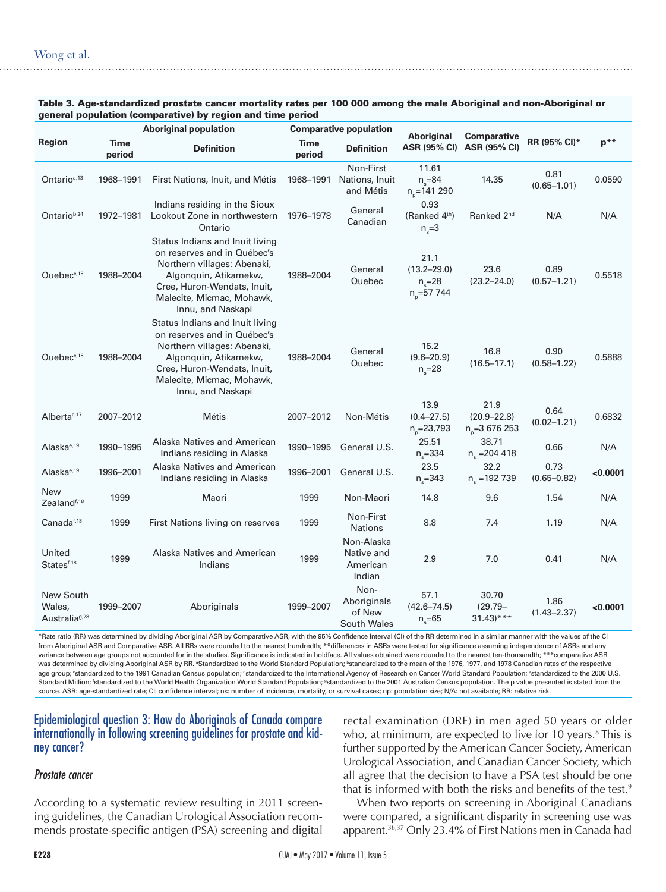**Table 3. Age-standardized prostate cancer mortality rates per 100 000 among the male Aboriginal and non-Aboriginal or general population (comparative) by region and time period**

| Region | Aboriginal population | | Comparative population | | Aboriginal ASR (95% CI) | Comparative ASR (95% CI) | RR (95% CI)* | p** |
|---|---|---|---|---|---|---|---|---|
| | Time period | Definition | Time period | Definition | | | | |
| Ontario[a,13] | 1968–1991 | First Nations, Inuit, and Métis | 1968–1991 | Non-First Nations, Inuit and Métis | 11.61 $n_s$=84 $n_p$=141 290 | 14.35 | 0.81 (0.65–1.01) | 0.0590 |
| Ontario[b,24] | 1972–1981 | Indians residing in the Sioux Lookout Zone in northwestern Ontario | 1976–1978 | General Canadian | 0.93 (Ranked 4th) $n_s$=3 | Ranked 2nd | N/A | N/A |
| Quebec[c,15] | 1988–2004 | Status Indians and Inuit living on reserves and in Québec's Northern villages: Abenaki, Algonquin, Atikamekw, Cree, Huron-Wendats, Inuit, Malecite, Micmac, Mohawk, Innu, and Naskapi | 1988–2004 | General Quebec | 21.1 (13.2–29.0) $n_s$=28 $n_p$=57 744 | 23.6 (23.2–24.0) | 0.89 (0.57–1.21) | 0.5518 |
| Quebec[c,16] | 1988–2004 | Status Indians and Inuit living on reserves and in Québec's Northern villages: Abenaki, Algonquin, Atikamekw, Cree, Huron-Wendats, Inuit, Malecite, Micmac, Mohawk, Innu, and Naskapi | 1988–2004 | General Quebec | 15.2 (9.6–20.9) $n_s$=28 | 16.8 (16.5–17.1) | 0.90 (0.58–1.22) | 0.5888 |
| Alberta[c,17] | 2007–2012 | Métis | 2007–2012 | Non-Métis | 13.9 (0.4–27.5) $n_p$=23,793 | 21.9 (20.9–22.8) $n_p$=3 676 253 | 0.64 (0.02–1.21) | 0.6832 |
| Alaska[e,19] | 1990–1995 | Alaska Natives and American Indians residing in Alaska | 1990–1995 | General U.S. | 25.51 $n_s$=334 | 38.71 $n_s$ =204 418 | 0.66 | N/A |
| Alaska[e,19] | 1996–2001 | Alaska Natives and American Indians residing in Alaska | 1996–2001 | General U.S. | 23.5 $n_s$=343 | 32.2 $n_s$ =192 739 | 0.73 (0.65–0.82) | **<0.0001** |
| New Zealand[f,18] | 1999 | Maori | 1999 | Non-Maori | 14.8 | 9.6 | 1.54 | N/A |
| Canada[f,18] | 1999 | First Nations living on reserves | 1999 | Non-First Nations | 8.8 | 7.4 | 1.19 | N/A |
| United States[f,18] | 1999 | Alaska Natives and American Indians | 1999 | Non-Alaska Native and American Indian | 2.9 | 7.0 | 0.41 | N/A |
| New South Wales, Australia[g,28] | 1999–2007 | Aboriginals | 1999–2007 | Non-Aboriginals of New South Wales | 57.1 (42.6–74.5) $n_s$=65 | 30.70 (29.79–31.43)*** | 1.86 (1.43–2.37) | **<0.0001** |

*Rate ratio (RR) was determined by dividing Aboriginal ASR by Comparative ASR, with the 95% Confidence Interval (CI) of the RR determined in a similar manner with the values of the CI from Aboriginal ASR and Comparative ASR. All RRs were rounded to the nearest hundredth; **differences in ASRs were tested for significance assuming independence of ASRs and any variance between age groups not accounted for in the studies. Significance is indicated in boldface. All values obtained were rounded to the nearest ten-thousandth; ***comparative ASR was determined by dividing Aboriginal ASR by RR. [a]Standardized to the World Standard Population; [b]standardized to the mean of the 1976, 1977, and 1978 Canadian rates of the respective age group; [c]standardized to the 1991 Canadian Census population; [d]standardized to the International Agency of Research on Cancer World Standard Population; [e]standardized to the 2000 U.S. Standard Million; [f]standardized to the World Health Organization World Standard Population; [g]standardized to the 2001 Australian Census population. The p value presented is stated from the source. ASR: age-standardized rate; CI: confidence interval; ns: number of incidence, mortality, or survival cases; np: population size; N/A: not available; RR: relative risk.

## Epidemiological question 3: How do Aboriginals of Canada compare internationally in following screening guidelines for prostate and kidney cancer?

### *Prostate cancer*

According to a systematic review resulting in 2011 screening guidelines, the Canadian Urological Association recommends prostate-specific antigen (PSA) screening and digital rectal examination (DRE) in men aged 50 years or older who, at minimum, are expected to live for 10 years.[8] This is further supported by the American Cancer Society, American Urological Association, and Canadian Cancer Society, which all agree that the decision to have a PSA test should be one that is informed with both the risks and benefits of the test.[9]

When two reports on screening in Aboriginal Canadians were compared, a significant disparity in screening use was apparent.[36,37] Only 23.4% of First Nations men in Canada had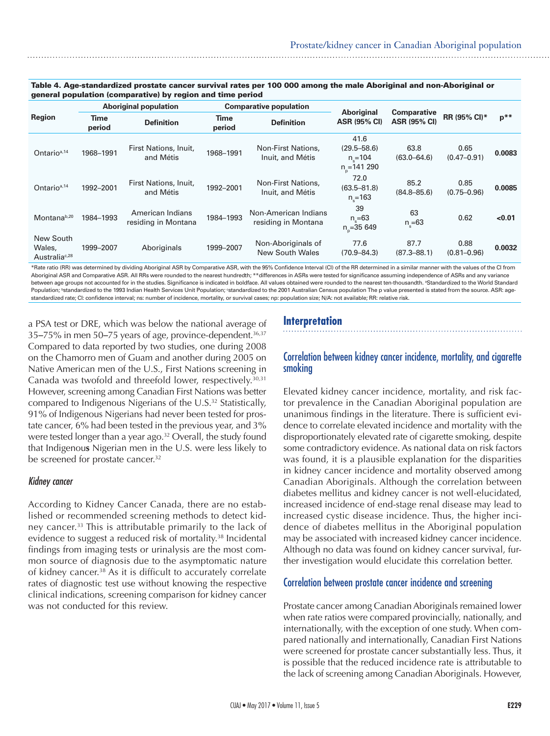**Table 4. Age-standardized prostate cancer survival rates per 100 000 among the male Aboriginal and non-Aboriginal or general population (comparative) by region and time period**

| Region | Aboriginal population | | Comparative population | | Aboriginal ASR (95% CI) | Comparative ASR (95% CI) | RR (95% CI)* | p** |
|---|---|---|---|---|---|---|---|---|
| | Time period | Definition | Time period | Definition | | | | |
| Ontario[a,14] | 1968–1991 | First Nations, Inuit, and Métis | 1968–1991 | Non-First Nations, Inuit, and Métis | 41.6 (29.5–58.6) $n_s$=104 $n_p$=141 290 | 63.8 (63.0–64.6) | 0.65 (0.47–0.91) | **0.0083** |
| Ontario[a,14] | 1992–2001 | First Nations, Inuit, and Métis | 1992–2001 | Non-First Nations, Inuit, and Métis | 72.0 (63.5–81.8) $n_s$=163 | 85.2 (84.8–85.6) | 0.85 (0.75–0.96) | **0.0085** |
| Montana[b,20] | 1984–1993 | American Indians residing in Montana | 1984–1993 | Non-American Indians residing in Montana | 39 $n_s$=63 $n_p$=35 649 | 63 $n_s$=63 | 0.62 | **<0.01** |
| New South Wales, Australia[c,28] | 1999–2007 | Aboriginals | 1999–2007 | Non-Aboriginals of New South Wales | 77.6 (70.9–84.3) | 87.7 (87.3–88.1) | 0.88 (0.81–0.96) | **0.0032** |

*Rate ratio (RR) was determined by dividing Aboriginal ASR by Comparative ASR, with the 95% Confidence Interval (CI) of the RR determined in a similar manner with the values of the CI from Aboriginal ASR and Comparative ASR. All RRs were rounded to the nearest hundredth; **differences in ASRs were tested for significance assuming independence of ASRs and any variance between age groups not accounted for in the studies. Significance is indicated in boldface. All values obtained were rounded to the nearest ten-thousandth. [a]Standardized to the World Standard Population; [b]standardized to the 1993 Indian Health Services Unit Population; [c]standardized to the 2001 Australian Census population The p value presented is stated from the source. ASR: age-standardized rate; CI: confidence interval; ns: number of incidence, mortality, or survival cases; np: population size; N/A: not available; RR: relative risk.

a PSA test or DRE, which was below the national average of 35–75% in men 50–75 years of age, province-dependent.[36,37] Compared to data reported by two studies, one during 2008 on the Chamorro men of Guam and another during 2005 on Native American men of the U.S., First Nations screening in Canada was twofold and threefold lower, respectively.[30,31] However, screening among Canadian First Nations was better compared to Indigenous Nigerians of the U.S.[32] Statistically, 91% of Indigenous Nigerians had never been tested for prostate cancer, 6% had been tested in the previous year, and 3% were tested longer than a year ago.[32] Overall, the study found that Indigenous Nigerian men in the U.S. were less likely to be screened for prostate cancer.[32]

### *Kidney cancer*

According to Kidney Cancer Canada, there are no established or recommended screening methods to detect kidney cancer.[33] This is attributable primarily to the lack of evidence to suggest a reduced risk of mortality.[38] Incidental findings from imaging tests or urinalysis are the most common source of diagnosis due to the asymptomatic nature of kidney cancer.[38] As it is difficult to accurately correlate rates of diagnostic test use without knowing the respective clinical indications, screening comparison for kidney cancer was not conducted for this review.

## Interpretation

### Correlation between kidney cancer incidence, mortality, and cigarette smoking

Elevated kidney cancer incidence, mortality, and risk factor prevalence in the Canadian Aboriginal population are unanimous findings in the literature. There is sufficient evidence to correlate elevated incidence and mortality with the disproportionately elevated rate of cigarette smoking, despite some contradictory evidence. As national data on risk factors was found, it is a plausible explanation for the disparities in kidney cancer incidence and mortality observed among Canadian Aboriginals. Although the correlation between diabetes mellitus and kidney cancer is not well-elucidated, increased incidence of end-stage renal disease may lead to increased cystic disease incidence. Thus, the higher incidence of diabetes mellitus in the Aboriginal population may be associated with increased kidney cancer incidence. Although no data was found on kidney cancer survival, further investigation would elucidate this correlation better.

### Correlation between prostate cancer incidence and screening

Prostate cancer among Canadian Aboriginals remained lower when rate ratios were compared provincially, nationally, and internationally, with the exception of one study. When compared nationally and internationally, Canadian First Nations were screened for prostate cancer substantially less. Thus, it is possible that the reduced incidence rate is attributable to the lack of screening among Canadian Aboriginals. However,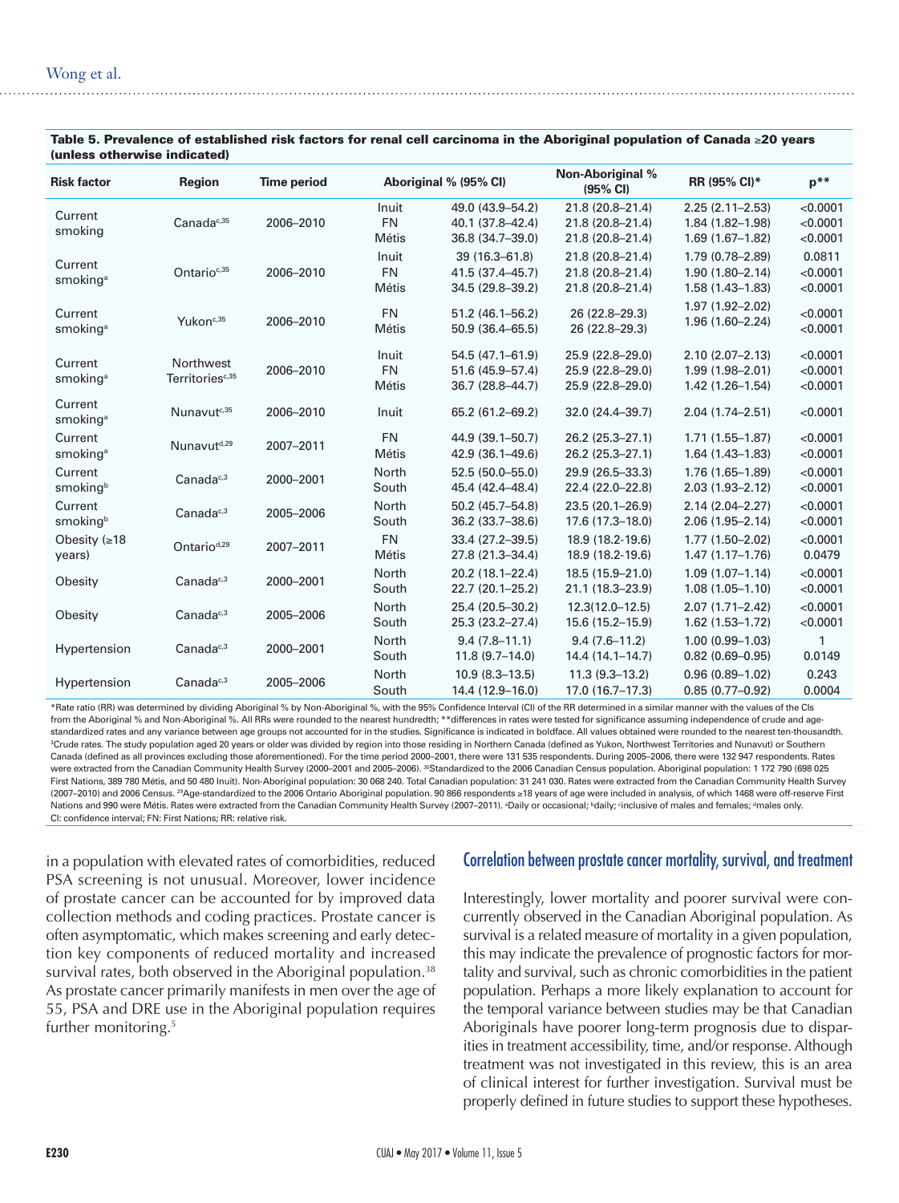**Table 5. Prevalence of established risk factors for renal cell carcinoma in the Aboriginal population of Canada ≥20 years (unless otherwise indicated)**

| Risk factor | Region | Time period | Aboriginal % (95% CI) | | Non-Aboriginal % (95% CI) | RR (95% CI)* | p** |
|---|---|---|---|---|---|---|---|
| Current smoking | Canada[c,35] | 2006–2010 | Inuit | 49.0 (43.9–54.2) | 21.8 (20.8–21.4) | 2.25 (2.11–2.53) | <0.0001 |
| | | | FN | 40.1 (37.8–42.4) | 21.8 (20.8–21.4) | 1.84 (1.82–1.98) | <0.0001 |
| | | | Métis | 36.8 (34.7–39.0) | 21.8 (20.8–21.4) | 1.69 (1.67–1.82) | <0.0001 |
| Current smoking[a] | Ontario[c,35] | 2006–2010 | Inuit | 39 (16.3–61.8) | 21.8 (20.8–21.4) | 1.79 (0.78–2.89) | 0.0811 |
| | | | FN | 41.5 (37.4–45.7) | 21.8 (20.8–21.4) | 1.90 (1.80–2.14) | <0.0001 |
| | | | Métis | 34.5 (29.8–39.2) | 21.8 (20.8–21.4) | 1.58 (1.43–1.83) | <0.0001 |
| Current smoking[a] | Yukon[c,35] | 2006–2010 | FN | 51.2 (46.1–56.2) | 26 (22.8–29.3) | 1.97 (1.92–2.02) | <0.0001 |
| | | | Métis | 50.9 (36.4–65.5) | 26 (22.8–29.3) | 1.96 (1.60–2.24) | <0.0001 |
| Current smoking[a] | Northwest Territories[c,35] | 2006–2010 | Inuit | 54.5 (47.1–61.9) | 25.9 (22.8–29.0) | 2.10 (2.07–2.13) | <0.0001 |
| | | | FN | 51.6 (45.9–57.4) | 25.9 (22.8–29.0) | 1.99 (1.98–2.01) | <0.0001 |
| | | | Métis | 36.7 (28.8–44.7) | 25.9 (22.8–29.0) | 1.42 (1.26–1.54) | <0.0001 |
| Current smoking[a] | Nunavut[c,35] | 2006–2010 | Inuit | 65.2 (61.2–69.2) | 32.0 (24.4–39.7) | 2.04 (1.74–2.51) | <0.0001 |
| Current smoking[a] | Nunavut[d,29] | 2007–2011 | FN | 44.9 (39.1–50.7) | 26.2 (25.3–27.1) | 1.71 (1.55–1.87) | <0.0001 |
| | | | Métis | 42.9 (36.1–49.6) | 26.2 (25.3–27.1) | 1.64 (1.43–1.83) | <0.0001 |
| Current smoking[b] | Canada[c,3] | 2000–2001 | North | 52.5 (50.0–55.0) | 29.9 (26.5–33.3) | 1.76 (1.65–1.89) | <0.0001 |
| | | | South | 45.4 (42.4–48.4) | 22.4 (22.0–22.8) | 2.03 (1.93–2.12) | <0.0001 |
| Current smoking[b] | Canada[c,3] | 2005–2006 | North | 50.2 (45.7–54.8) | 23.5 (20.1–26.9) | 2.14 (2.04–2.27) | <0.0001 |
| | | | South | 36.2 (33.7–38.6) | 17.6 (17.3–18.0) | 2.06 (1.95–2.14) | <0.0001 |
| Obesity (≥18 years) | Ontario[d,29] | 2007–2011 | FN | 33.4 (27.2–39.5) | 18.9 (18.2-19.6) | 1.77 (1.50–2.02) | <0.0001 |
| | | | Métis | 27.8 (21.3–34.4) | 18.9 (18.2-19.6) | 1.47 (1.17–1.76) | 0.0479 |
| Obesity | Canada[c,3] | 2000–2001 | North | 20.2 (18.1–22.4) | 18.5 (15.9–21.0) | 1.09 (1.07–1.14) | <0.0001 |
| | | | South | 22.7 (20.1–25.2) | 21.1 (18.3–23.9) | 1.08 (1.05–1.10) | <0.0001 |
| Obesity | Canada[c,3] | 2005–2006 | North | 25.4 (20.5–30.2) | 12.3(12.0–12.5) | 2.07 (1.71–2.42) | <0.0001 |
| | | | South | 25.3 (23.2–27.4) | 15.6 (15.2–15.9) | 1.62 (1.53–1.72) | <0.0001 |
| Hypertension | Canada[c,3] | 2000–2001 | North | 9.4 (7.8–11.1) | 9.4 (7.6–11.2) | 1.00 (0.99–1.03) | 1 |
| | | | South | 11.8 (9.7–14.0) | 14.4 (14.1–14.7) | 0.82 (0.69–0.95) | 0.0149 |
| Hypertension | Canada[c,3] | 2005–2006 | North | 10.9 (8.3–13.5) | 11.3 (9.3–13.2) | 0.96 (0.89–1.02) | 0.243 |
| | | | South | 14.4 (12.9–16.0) | 17.0 (16.7–17.3) | 0.85 (0.77–0.92) | 0.0004 |

*Rate ratio (RR) was determined by dividing Aboriginal % by Non-Aboriginal %, with the 95% Confidence Interval (CI) of the RR determined in a similar manner with the values of the CIs from the Aboriginal % and Non-Aboriginal %. All RRs were rounded to the nearest hundredth; **differences in rates were tested for significance assuming independence of crude and age-standardized rates and any variance between age groups not accounted for in the studies. Significance is indicated in boldface. All values obtained were rounded to the nearest ten-thousandth. [3]Crude rates. The study population aged 20 years or older was divided by region into those residing in Northern Canada (defined as Yukon, Northwest Territories and Nunavut) or Southern Canada (defined as all provinces excluding those aforementioned). For the time period 2000–2001, there were 131 535 respondents. During 2005–2006, there were 132 947 respondents. Rates were extracted from the Canadian Community Health Survey (2000–2001 and 2005–2006). [35]Standardized to the 2006 Canadian Census population. Aboriginal population: 1 172 790 (698 025 First Nations, 389 780 Métis, and 50 480 Inuit). Non-Aboriginal population: 30 068 240. Total Canadian population: 31 241 030. Rates were extracted from the Canadian Community Health Survey (2007–2010) and 2006 Census. [29]Age-standardized to the 2006 Ontario Aboriginal population. 90 866 respondents ≥18 years of age were included in analysis, of which 1468 were off-reserve First Nations and 990 were Métis. Rates were extracted from the Canadian Community Health Survey (2007–2011). [a]Daily or occasional; [b]daily; [c]inclusive of males and females; [d]males only. CI: confidence interval; FN: First Nations; RR: relative risk.

in a population with elevated rates of comorbidities, reduced PSA screening is not unusual. Moreover, lower incidence of prostate cancer can be accounted for by improved data collection methods and coding practices. Prostate cancer is often asymptomatic, which makes screening and early detection key components of reduced mortality and increased survival rates, both observed in the Aboriginal population.[38] As prostate cancer primarily manifests in men over the age of 55, PSA and DRE use in the Aboriginal population requires further monitoring.[5]

## Correlation between prostate cancer mortality, survival, and treatment

Interestingly, lower mortality and poorer survival were concurrently observed in the Canadian Aboriginal population. As survival is a related measure of mortality in a given population, this may indicate the prevalence of prognostic factors for mortality and survival, such as chronic comorbidities in the patient population. Perhaps a more likely explanation to account for the temporal variance between studies may be that Canadian Aboriginals have poorer long-term prognosis due to disparities in treatment accessibility, time, and/or response. Although treatment was not investigated in this review, this is an area of clinical interest for further investigation. Survival must be properly defined in future studies to support these hypotheses.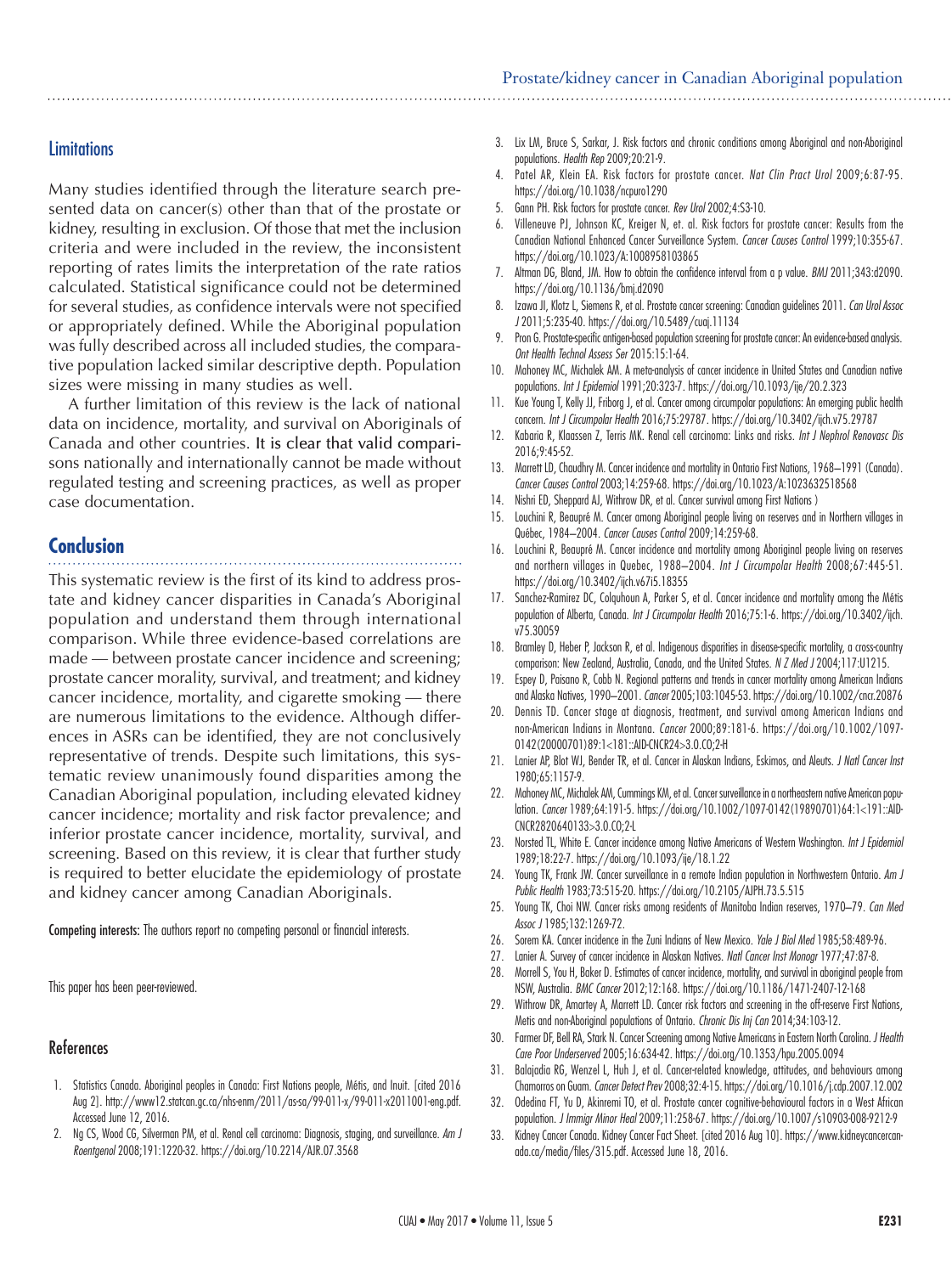## Limitations

Many studies identified through the literature search presented data on cancer(s) other than that of the prostate or kidney, resulting in exclusion. Of those that met the inclusion criteria and were included in the review, the inconsistent reporting of rates limits the interpretation of the rate ratios calculated. Statistical significance could not be determined for several studies, as confidence intervals were not specified or appropriately defined. While the Aboriginal population was fully described across all included studies, the comparative population lacked similar descriptive depth. Population sizes were missing in many studies as well.

A further limitation of this review is the lack of national data on incidence, mortality, and survival on Aboriginals of Canada and other countries. It is clear that valid comparisons nationally and internationally cannot be made without regulated testing and screening practices, as well as proper case documentation.

## Conclusion

This systematic review is the first of its kind to address prostate and kidney cancer disparities in Canada's Aboriginal population and understand them through international comparison. While three evidence-based correlations are made — between prostate cancer incidence and screening; prostate cancer morality, survival, and treatment; and kidney cancer incidence, mortality, and cigarette smoking — there are numerous limitations to the evidence. Although differences in ASRs can be identified, they are not conclusively representative of trends. Despite such limitations, this systematic review unanimously found disparities among the Canadian Aboriginal population, including elevated kidney cancer incidence; mortality and risk factor prevalence; and inferior prostate cancer incidence, mortality, survival, and screening. Based on this review, it is clear that further study is required to better elucidate the epidemiology of prostate and kidney cancer among Canadian Aboriginals.

**Competing interests:** The authors report no competing personal or financial interests.

This paper has been peer-reviewed.

## References

1. Statistics Canada. Aboriginal peoples in Canada: First Nations people, Métis, and Inuit. [cited 2016 Aug 2]. http://www12.statcan.gc.ca/nhs-enm/2011/as-sa/99-011-x/99-011-x2011001-eng.pdf. Accessed June 12, 2016.
2. Ng CS, Wood CG, Silverman PM, et al. Renal cell carcinoma: Diagnosis, staging, and surveillance. *Am J Roentgenol* 2008;191:1220-32. https://doi.org/10.2214/AJR.07.3568
3. Lix LM, Bruce S, Sarkar, J. Risk factors and chronic conditions among Aboriginal and non-Aboriginal populations. *Health Rep* 2009;20:21-9.
4. Patel AR, Klein EA. Risk factors for prostate cancer. *Nat Clin Pract Urol* 2009;6:87-95. https://doi.org/10.1038/ncpuro1290
5. Gann PH. Risk factors for prostate cancer. *Rev Urol* 2002;4:S3-10.
6. Villeneuve PJ, Johnson KC, Kreiger N, et. al. Risk factors for prostate cancer: Results from the Canadian National Enhanced Cancer Surveillance System. *Cancer Causes Control* 1999;10:355-67. https://doi.org/10.1023/A:1008958103865
7. Altman DG, Bland, JM. How to obtain the confidence interval from a p value. *BMJ* 2011;343:d2090. https://doi.org/10.1136/bmj.d2090
8. Izawa JI, Klotz L, Siemens R, et al. Prostate cancer screening: Canadian guidelines 2011. *Can Urol Assoc J* 2011;5:235-40. https://doi.org/10.5489/cuaj.11134
9. Pron G. Prostate-specific antigen-based population screening for prostate cancer: An evidence-based analysis. *Ont Health Technol Assess Ser* 2015:15:1-64.
10. Mahoney MC, Michalek AM. A meta-analysis of cancer incidence in United States and Canadian native populations. *Int J Epidemiol* 1991;20:323-7. https://doi.org/10.1093/ije/20.2.323
11. Kue Young T, Kelly JJ, Friborg J, et al. Cancer among circumpolar populations: An emerging public health concern. *Int J Circumpolar Health* 2016;75:29787. https://doi.org/10.3402/ijch.v75.29787
12. Kabaria R, Klaassen Z, Terris MK. Renal cell carcinoma: Links and risks. *Int J Nephrol Renovasc Dis* 2016;9:45-52.
13. Marrett LD, Chaudhry M. Cancer incidence and mortality in Ontario First Nations, 1968–1991 (Canada). *Cancer Causes Control* 2003;14:259-68. https://doi.org/10.1023/A:1023632518568
14. Nishri ED, Sheppard AJ, Withrow DR, et al. Cancer survival among First Nations )
15. Louchini R, Beaupré M. Cancer among Aboriginal people living on reserves and in Northern villages in Québec, 1984–2004. *Cancer Causes Control* 2009;14:259-68.
16. Louchini R, Beaupré M. Cancer incidence and mortality among Aboriginal people living on reserves and northern villages in Quebec, 1988–2004. *Int J Circumpolar Health* 2008;67:445-51. https://doi.org/10.3402/ijch.v67i5.18355
17. Sanchez-Ramirez DC, Colquhoun A, Parker S, et al. Cancer incidence and mortality among the Métis population of Alberta, Canada. *Int J Circumpolar Health* 2016;75:1-6. https://doi.org/10.3402/ijch.v75.30059
18. Bramley D, Heber P, Jackson R, et al. Indigenous disparities in disease-specific mortality, a cross-country comparison: New Zealand, Australia, Canada, and the United States. *N Z Med J* 2004;117:U1215.
19. Espey D, Paisano R, Cobb N. Regional patterns and trends in cancer mortality among American Indians and Alaska Natives, 1990–2001. *Cancer* 2005;103:1045-53. https://doi.org/10.1002/cncr.20876
20. Dennis TD. Cancer stage at diagnosis, treatment, and survival among American Indians and non-American Indians in Montana. *Cancer* 2000;89:181-6. https://doi.org/10.1002/1097-0142(20000701)89:1<181::AID-CNCR24>3.0.CO;2-H
21. Lanier AP, Blot WJ, Bender TR, et al. Cancer in Alaskan Indians, Eskimos, and Aleuts. *J Natl Cancer Inst* 1980;65:1157-9.
22. Mahoney MC, Michalek AM, Cummings KM, et al. Cancer surveillance in a northeastern native American population. *Cancer* 1989;64:191-5. https://doi.org/10.1002/1097-0142(19890701)64:1<191::AID-CNCR2820640133>3.0.CO;2-L
23. Norsted TL, White E. Cancer incidence among Native Americans of Western Washington. *Int J Epidemiol* 1989;18:22-7. https://doi.org/10.1093/ije/18.1.22
24. Young TK, Frank JW. Cancer surveillance in a remote Indian population in Northwestern Ontario. *Am J Public Health* 1983;73:515-20. https://doi.org/10.2105/AJPH.73.5.515
25. Young TK, Choi NW. Cancer risks among residents of Manitoba Indian reserves, 1970–79. *Can Med Assoc J* 1985;132:1269-72.
26. Sorem KA. Cancer incidence in the Zuni Indians of New Mexico. *Yale J Biol Med* 1985;58:489-96.
27. Lanier A. Survey of cancer incidence in Alaskan Natives. *Natl Cancer Inst Monogr* 1977;47:87-8.
28. Morrell S, You H, Baker D. Estimates of cancer incidence, mortality, and survival in aboriginal people from NSW, Australia. *BMC Cancer* 2012;12:168. https://doi.org/10.1186/1471-2407-12-168
29. Withrow DR, Amartey A, Marrett LD. Cancer risk factors and screening in the off-reserve First Nations, Metis and non-Aboriginal populations of Ontario. *Chronic Dis Inj Can* 2014;34:103-12.
30. Farmer DF, Bell RA, Stark N. Cancer Screening among Native Americans in Eastern North Carolina. *J Health Care Poor Underserved* 2005;16:634-42. https://doi.org/10.1353/hpu.2005.0094
31. Balajadia RG, Wenzel L, Huh J, et al. Cancer-related knowledge, attitudes, and behaviours among Chamorros on Guam. *Cancer Detect Prev* 2008;32:4-15. https://doi.org/10.1016/j.cdp.2007.12.002
32. Odedina FT, Yu D, Akinremi TO, et al. Prostate cancer cognitive-behavioural factors in a West African population. *J Immigr Minor Heal* 2009;11:258-67. https://doi.org/10.1007/s10903-008-9212-9
33. Kidney Cancer Canada. Kidney Cancer Fact Sheet. [cited 2016 Aug 10]. https://www.kidneycancercanada.ca/media/files/315.pdf. Accessed June 18, 2016.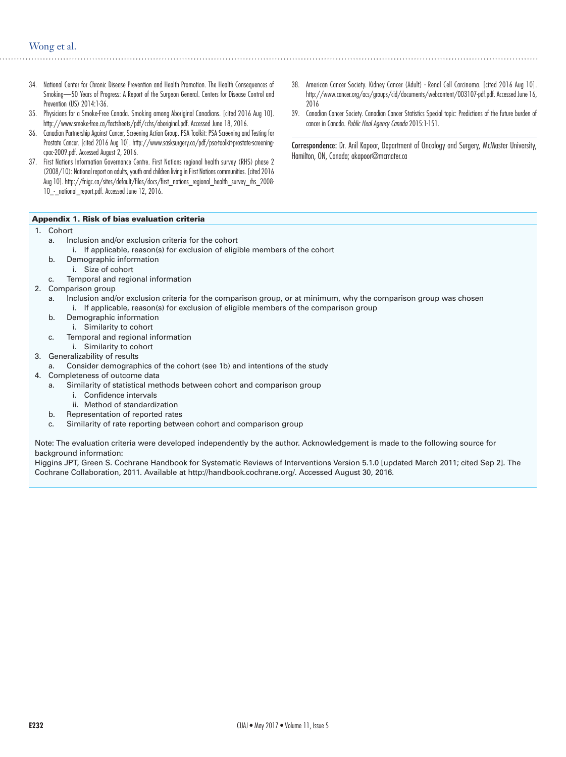34. National Center for Chronic Disease Prevention and Health Promotion. The Health Consequences of Smoking—50 Years of Progress: A Report of the Surgeon General. Centers for Disease Control and Prevention (US) 2014:1-36.
35. Physicians for a Smoke-Free Canada. Smoking among Aboriginal Canadians. [cited 2016 Aug 10]. http://www.smoke-free.ca/factsheets/pdf/cchs/aboriginal.pdf. Accessed June 18, 2016.
36. Canadian Partnership Against Cancer, Screening Action Group. PSA Toolkit: PSA Screening and Testing for Prostate Cancer. [cited 2016 Aug 10]. http://www.sasksurgery.ca/pdf/psa-toolkit-prostate-screening-cpac-2009.pdf. Accessed August 2, 2016.
37. First Nations Information Governance Centre. First Nations regional health survey (RHS) phase 2 (2008/10): National report on adults, youth and children living in First Nations communities. [cited 2016 Aug 10]. http://fnigc.ca/sites/default/files/docs/first_nations_regional_health_survey_rhs_2008-10_-_national_report.pdf. Accessed June 12, 2016.
38. American Cancer Society. Kidney Cancer (Adult) - Renal Cell Carcinoma. [cited 2016 Aug 10]. http://www.cancer.org/acs/groups/cid/documents/webcontent/003107-pdf.pdf. Accessed June 16, 2016
39. Canadian Cancer Society. Canadian Cancer Statistics Special topic: Predictions of the future burden of cancer in Canada. *Public Heal Agency Canada* 2015:1-151.

**Correspondence:** Dr. Anil Kapoor, Department of Oncology and Surgery, McMaster University, Hamilton, ON, Canada; akapoor@mcmaster.ca

**Appendix 1. Risk of bias evaluation criteria**

1. Cohort
    a. Inclusion and/or exclusion criteria for the cohort
        i. If applicable, reason(s) for exclusion of eligible members of the cohort
    b. Demographic information
        i. Size of cohort
    c. Temporal and regional information
2. Comparison group
    a. Inclusion and/or exclusion criteria for the comparison group, or at minimum, why the comparison group was chosen
        i. If applicable, reason(s) for exclusion of eligible members of the comparison group
    b. Demographic information
        i. Similarity to cohort
    c. Temporal and regional information
        i. Similarity to cohort
3. Generalizability of results
    a. Consider demographics of the cohort (see 1b) and intentions of the study
4. Completeness of outcome data
    a. Similarity of statistical methods between cohort and comparison group
        i. Confidence intervals
        ii. Method of standardization
    b. Representation of reported rates
    c. Similarity of rate reporting between cohort and comparison group

Note: The evaluation criteria were developed independently by the author. Acknowledgement is made to the following source for background information:
Higgins JPT, Green S. Cochrane Handbook for Systematic Reviews of Interventions Version 5.1.0 [updated March 2011; cited Sep 2]. The Cochrane Collaboration, 2011. Available at http://handbook.cochrane.org/. Accessed August 30, 2016.